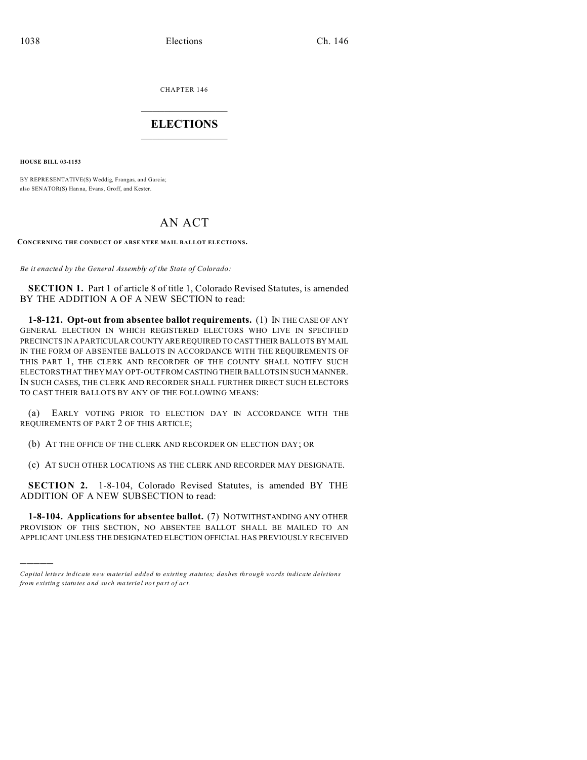CHAPTER 146

# ELECTIONS

**HOUSE BILL 03-1153**

BY REPRESENTATIVE(S) Weddig, Frangas, and Garcia;
also SENATOR(S) Hanna, Evans, Groff, and Kester.

## AN ACT

**CONCERNING THE CONDUCT OF ABSENTEE MAIL BALLOT ELECTIONS.**

*Be it enacted by the General Assembly of the State of Colorado:*

**SECTION 1.** Part 1 of article 8 of title 1, Colorado Revised Statutes, is amended BY THE ADDITION A OF A NEW SECTION to read:

**1-8-121. Opt-out from absentee ballot requirements.** (1) IN THE CASE OF ANY GENERAL ELECTION IN WHICH REGISTERED ELECTORS WHO LIVE IN SPECIFIED PRECINCTS IN A PARTICULAR COUNTY ARE REQUIRED TO CAST THEIR BALLOTS BY MAIL IN THE FORM OF ABSENTEE BALLOTS IN ACCORDANCE WITH THE REQUIREMENTS OF THIS PART 1, THE CLERK AND RECORDER OF THE COUNTY SHALL NOTIFY SUCH ELECTORS THAT THEY MAY OPT-OUT FROM CASTING THEIR BALLOTS IN SUCH MANNER. IN SUCH CASES, THE CLERK AND RECORDER SHALL FURTHER DIRECT SUCH ELECTORS TO CAST THEIR BALLOTS BY ANY OF THE FOLLOWING MEANS:

(a) EARLY VOTING PRIOR TO ELECTION DAY IN ACCORDANCE WITH THE REQUIREMENTS OF PART 2 OF THIS ARTICLE;

(b) AT THE OFFICE OF THE CLERK AND RECORDER ON ELECTION DAY; OR

(c) AT SUCH OTHER LOCATIONS AS THE CLERK AND RECORDER MAY DESIGNATE.

**SECTION 2.** 1-8-104, Colorado Revised Statutes, is amended BY THE ADDITION OF A NEW SUBSECTION to read:

**1-8-104. Applications for absentee ballot.** (7) NOTWITHSTANDING ANY OTHER PROVISION OF THIS SECTION, NO ABSENTEE BALLOT SHALL BE MAILED TO AN APPLICANT UNLESS THE DESIGNATED ELECTION OFFICIAL HAS PREVIOUSLY RECEIVED

---

*Capital letters indicate new material added to existing statutes; dashes through words indicate deletions from existing statutes and such material not part of act.*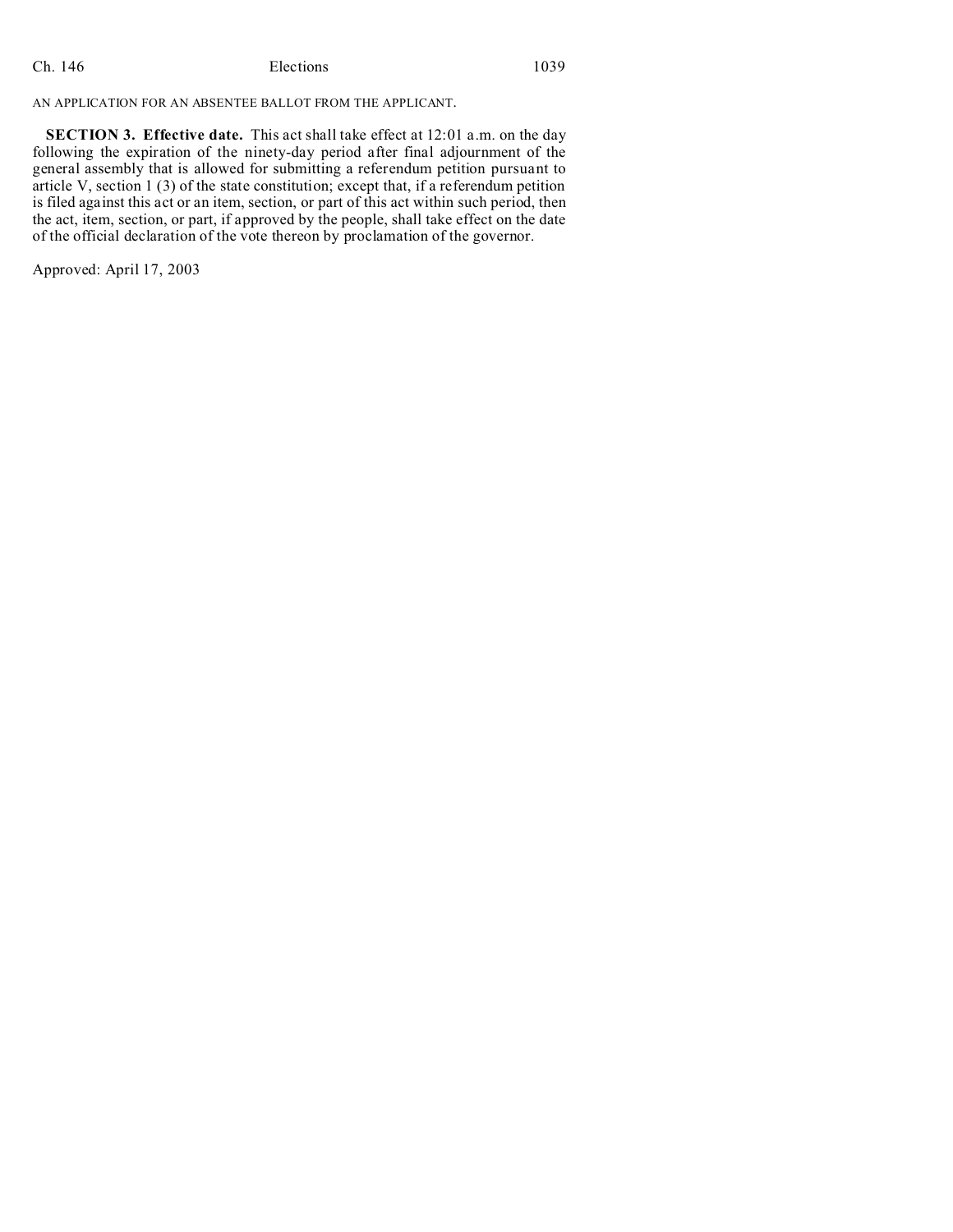AN APPLICATION FOR AN ABSENTEE BALLOT FROM THE APPLICANT.

**SECTION 3. Effective date.** This act shall take effect at 12:01 a.m. on the day following the expiration of the ninety-day period after final adjournment of the general assembly that is allowed for submitting a referendum petition pursuant to article V, section 1 (3) of the state constitution; except that, if a referendum petition is filed against this act or an item, section, or part of this act within such period, then the act, item, section, or part, if approved by the people, shall take effect on the date of the official declaration of the vote thereon by proclamation of the governor.

Approved: April 17, 2003